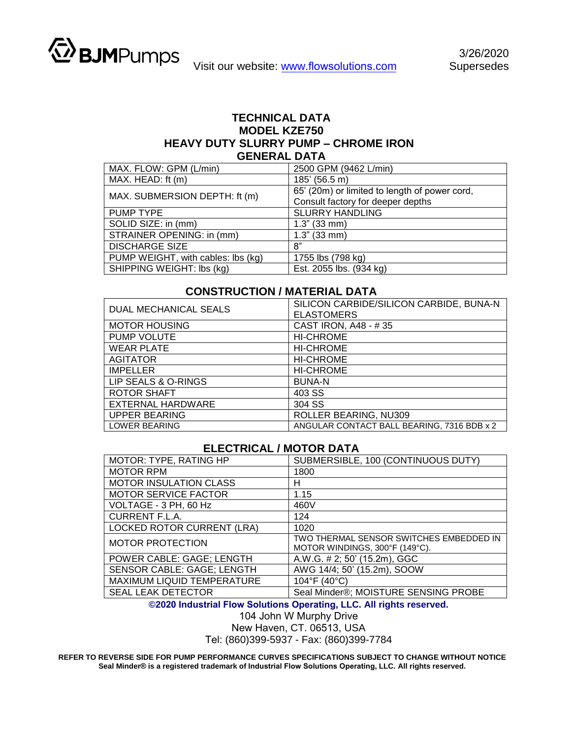BJMPumps

Visit our website: www.flowsolutions.com

3/26/2020
Supersedes

# TECHNICAL DATA
# MODEL KZE750
# HEAVY DUTY SLURRY PUMP – CHROME IRON

## GENERAL DATA

| | |
|---|---|
| MAX. FLOW: GPM (L/min) | 2500 GPM (9462 L/min) |
| MAX. HEAD: ft (m) | 185' (56.5 m) |
| MAX. SUBMERSION DEPTH: ft (m) | 65' (20m) or limited to length of power cord, Consult factory for deeper depths |
| PUMP TYPE | SLURRY HANDLING |
| SOLID SIZE: in (mm) | 1.3" (33 mm) |
| STRAINER OPENING: in (mm) | 1.3" (33 mm) |
| DISCHARGE SIZE | 8" |
| PUMP WEIGHT, with cables: lbs (kg) | 1755 lbs (798 kg) |
| SHIPPING WEIGHT: lbs (kg) | Est. 2055 lbs. (934 kg) |

## CONSTRUCTION / MATERIAL DATA

| | |
|---|---|
| DUAL MECHANICAL SEALS | SILICON CARBIDE/SILICON CARBIDE, BUNA-N ELASTOMERS |
| MOTOR HOUSING | CAST IRON, A48 - # 35 |
| PUMP VOLUTE | HI-CHROME |
| WEAR PLATE | HI-CHROME |
| AGITATOR | HI-CHROME |
| IMPELLER | HI-CHROME |
| LIP SEALS & O-RINGS | BUNA-N |
| ROTOR SHAFT | 403 SS |
| EXTERNAL HARDWARE | 304 SS |
| UPPER BEARING | ROLLER BEARING, NU309 |
| LOWER BEARING | ANGULAR CONTACT BALL BEARING, 7316 BDB x 2 |

## ELECTRICAL / MOTOR DATA

| | |
|---|---|
| MOTOR: TYPE, RATING HP | SUBMERSIBLE, 100 (CONTINUOUS DUTY) |
| MOTOR RPM | 1800 |
| MOTOR INSULATION CLASS | H |
| MOTOR SERVICE FACTOR | 1.15 |
| VOLTAGE - 3 PH, 60 Hz | 460V |
| CURRENT F.L.A. | 124 |
| LOCKED ROTOR CURRENT (LRA) | 1020 |
| MOTOR PROTECTION | TWO THERMAL SENSOR SWITCHES EMBEDDED IN MOTOR WINDINGS, 300°F (149°C). |
| POWER CABLE: GAGE; LENGTH | A.W.G. # 2; 50' (15.2m), GGC |
| SENSOR CABLE: GAGE; LENGTH | AWG 14/4; 50' (15.2m), SOOW |
| MAXIMUM LIQUID TEMPERATURE | 104°F (40°C) |
| SEAL LEAK DETECTOR | Seal Minder®; MOISTURE SENSING PROBE |

**©2020 Industrial Flow Solutions Operating, LLC. All rights reserved.**

104 John W Murphy Drive
New Haven, CT. 06513, USA
Tel: (860)399-5937 - Fax: (860)399-7784

**REFER TO REVERSE SIDE FOR PUMP PERFORMANCE CURVES SPECIFICATIONS SUBJECT TO CHANGE WITHOUT NOTICE**
**Seal Minder® is a registered trademark of Industrial Flow Solutions Operating, LLC. All rights reserved.**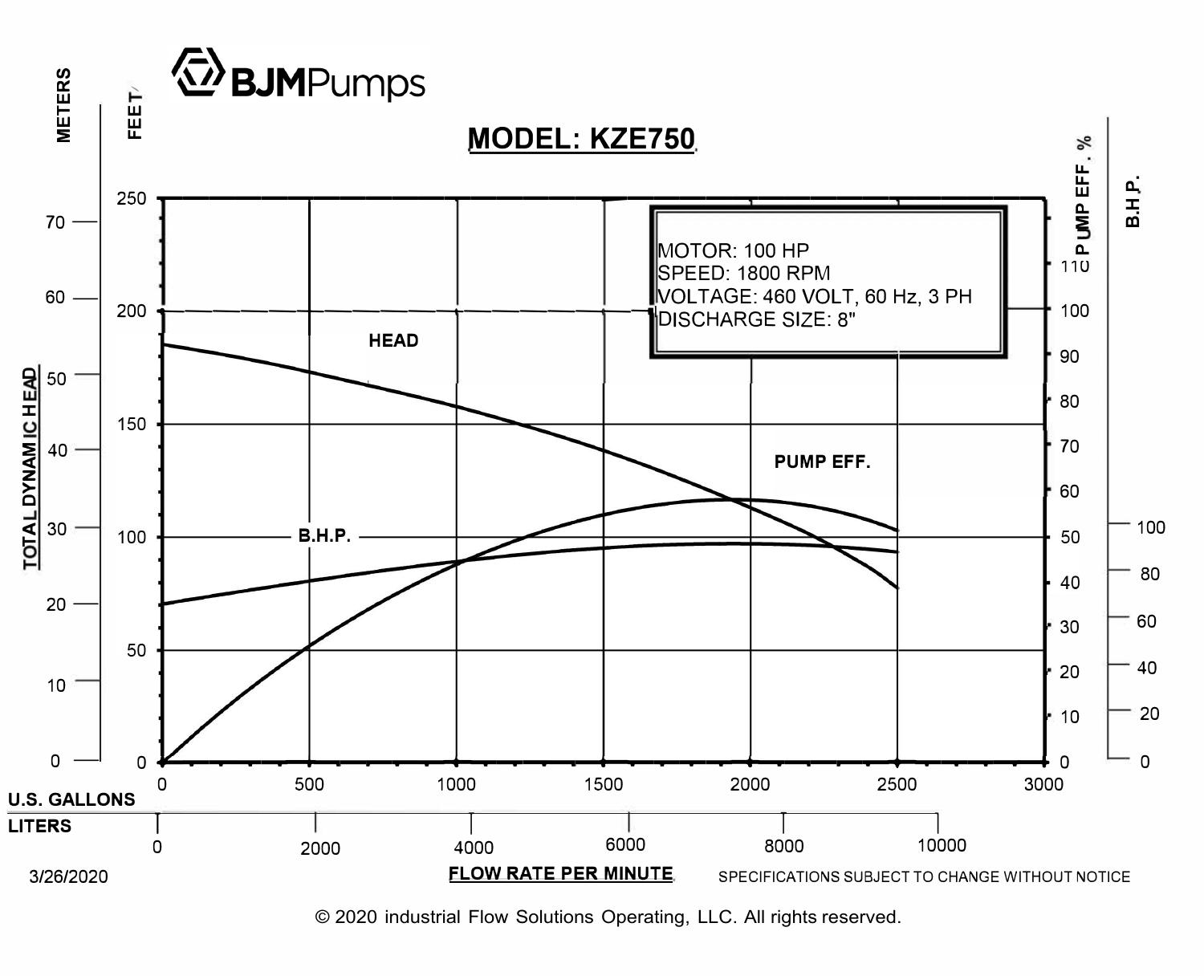BJMPumps

## MODEL: KZE750

MOTOR: 100 HP
SPEED: 1800 RPM
VOLTAGE: 460 VOLT, 60 Hz, 3 PH
DISCHARGE SIZE: 8"

METERS
FEET
TOTAL DYNAMIC HEAD
PUMP EFF. %
B.H.P.

HEAD
PUMP EFF.
B.H.P.

70
60
50
40
30
20
10
0

250
200
150
100
50
0

110
100
90
80
70
60
50
40
30
20
10
0

100
80
60
40
20
0

U.S. GALLONS
0
500
1000
1500
2000
2500
3000

LITERS
0
2000
4000
6000
8000
10000

FLOW RATE PER MINUTE

3/26/2020

SPECIFICATIONS SUBJECT TO CHANGE WITHOUT NOTICE

© 2020 industrial Flow Solutions Operating, LLC. All rights reserved.